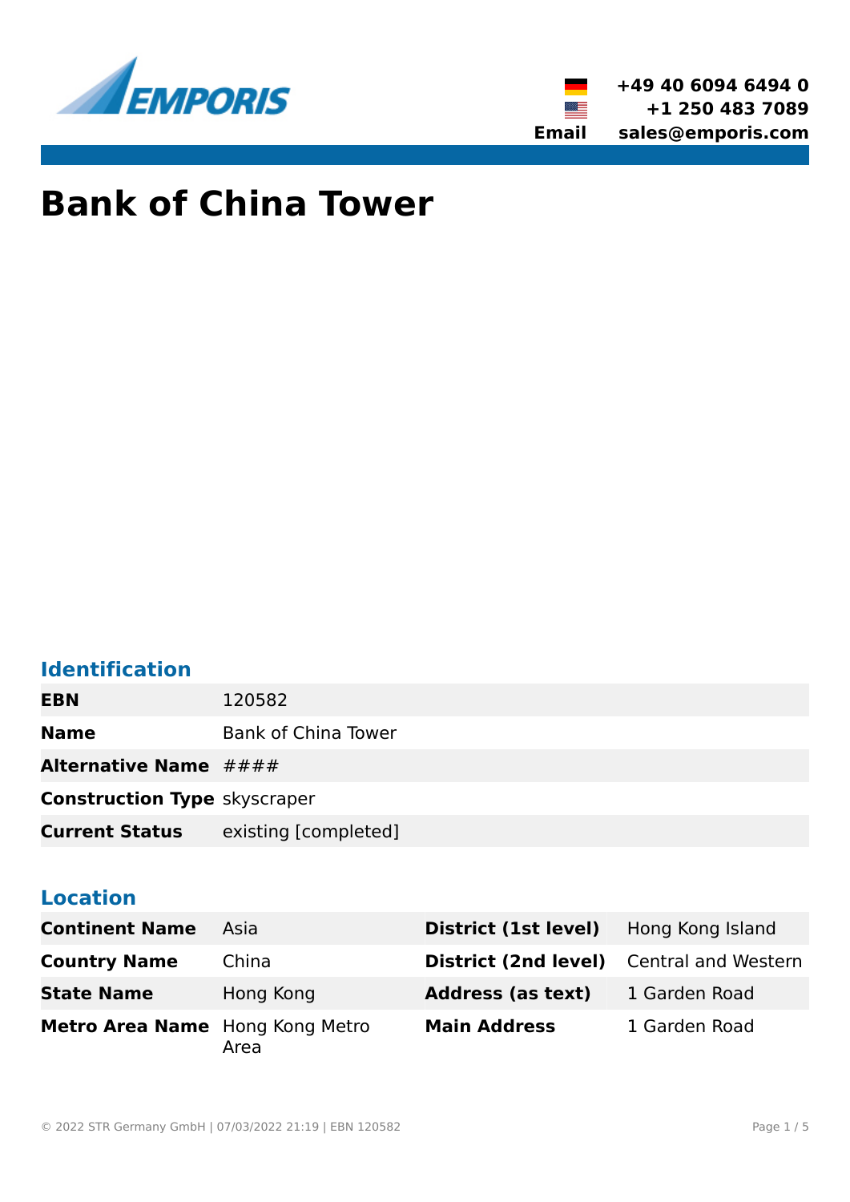+49 40 6094 6494 0
+1 250 483 7089
**Email** sales@emporis.com

# Bank of China Tower

## Identification

| | |
|---|---|
| **EBN** | 120582 |
| **Name** | Bank of China Tower |
| **Alternative Name** | #### |
| **Construction Type** | skyscraper |
| **Current Status** | existing [completed] |

## Location

| | | | |
|---|---|---|---|
| **Continent Name** | Asia | **District (1st level)** | Hong Kong Island |
| **Country Name** | China | **District (2nd level)** | Central and Western |
| **State Name** | Hong Kong | **Address (as text)** | 1 Garden Road |
| **Metro Area Name** | Hong Kong Metro Area | **Main Address** | 1 Garden Road |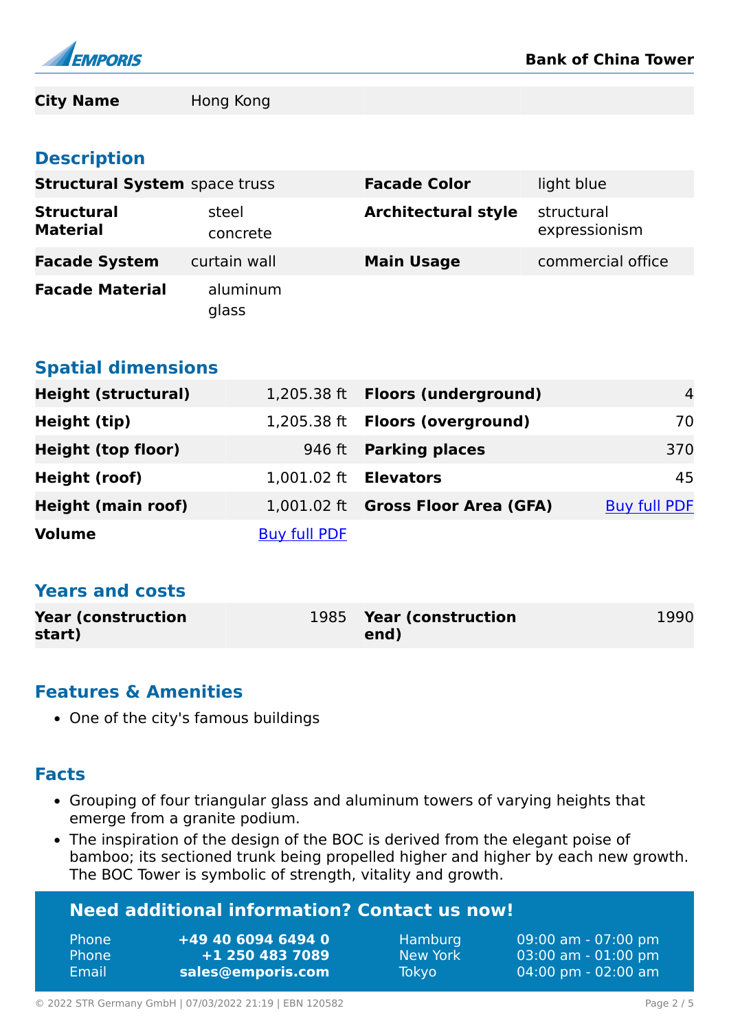| City Name | Hong Kong | | |
| --- | --- | --- | --- |

## Description

| Structural System | space truss | Facade Color | light blue |
| --- | --- | --- | --- |
| Structural Material | steel<br>concrete | Architectural style | structural expressionism |
| Facade System | curtain wall | Main Usage | commercial office |
| Facade Material | aluminum<br>glass | | |

## Spatial dimensions

| Height (structural) | 1,205.38 ft | Floors (underground) | 4 |
| --- | --- | --- | --- |
| Height (tip) | 1,205.38 ft | Floors (overground) | 70 |
| Height (top floor) | 946 ft | Parking places | 370 |
| Height (roof) | 1,001.02 ft | Elevators | 45 |
| Height (main roof) | 1,001.02 ft | Gross Floor Area (GFA) | Buy full PDF |
| Volume | Buy full PDF | | |

## Years and costs

| Year (construction start) | 1985 | Year (construction end) | 1990 |
| --- | --- | --- | --- |

## Features & Amenities

- One of the city's famous buildings

## Facts

- Grouping of four triangular glass and aluminum towers of varying heights that emerge from a granite podium.
- The inspiration of the design of the BOC is derived from the elegant poise of bamboo; its sectioned trunk being propelled higher and higher by each new growth. The BOC Tower is symbolic of strength, vitality and growth.

## Need additional information? Contact us now!

| | | | |
| --- | --- | --- | --- |
| Phone | **+49 40 6094 6494 0** | Hamburg | 09:00 am - 07:00 pm |
| Phone | **+1 250 483 7089** | New York | 03:00 am - 01:00 pm |
| Email | **sales@emporis.com** | Tokyo | 04:00 pm - 02:00 am |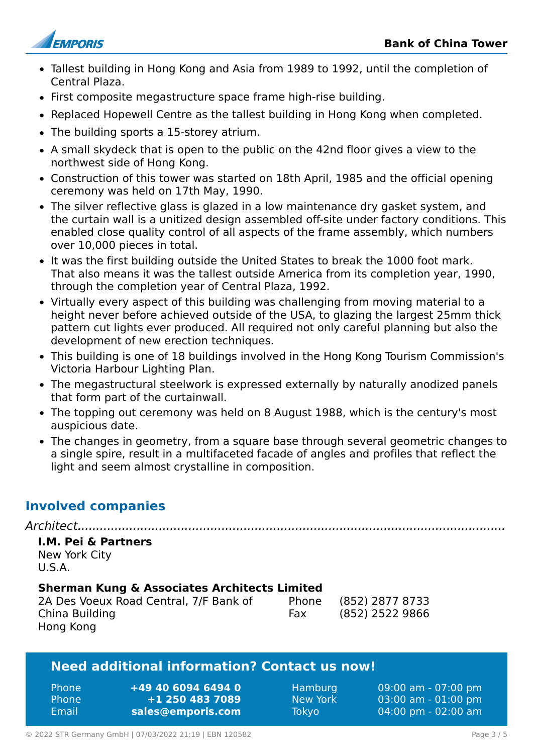- Tallest building in Hong Kong and Asia from 1989 to 1992, until the completion of Central Plaza.
- First composite megastructure space frame high-rise building.
- Replaced Hopewell Centre as the tallest building in Hong Kong when completed.
- The building sports a 15-storey atrium.
- A small skydeck that is open to the public on the 42nd floor gives a view to the northwest side of Hong Kong.
- Construction of this tower was started on 18th April, 1985 and the official opening ceremony was held on 17th May, 1990.
- The silver reflective glass is glazed in a low maintenance dry gasket system, and the curtain wall is a unitized design assembled off-site under factory conditions. This enabled close quality control of all aspects of the frame assembly, which numbers over 10,000 pieces in total.
- It was the first building outside the United States to break the 1000 foot mark. That also means it was the tallest outside America from its completion year, 1990, through the completion year of Central Plaza, 1992.
- Virtually every aspect of this building was challenging from moving material to a height never before achieved outside of the USA, to glazing the largest 25mm thick pattern cut lights ever produced. All required not only careful planning but also the development of new erection techniques.
- This building is one of 18 buildings involved in the Hong Kong Tourism Commission's Victoria Harbour Lighting Plan.
- The megastructural steelwork is expressed externally by naturally anodized panels that form part of the curtainwall.
- The topping out ceremony was held on 8 August 1988, which is the century's most auspicious date.
- The changes in geometry, from a square base through several geometric changes to a single spire, result in a multifaceted facade of angles and profiles that reflect the light and seem almost crystalline in composition.

## Involved companies

*Architect*

**I.M. Pei & Partners**
New York City
U.S.A.

**Sherman Kung & Associates Architects Limited**
2A Des Voeux Road Central, 7/F Bank of China Building
Hong Kong

Phone (852) 2877 8733
Fax (852) 2522 9866

## Need additional information? Contact us now!

| | | | |
|---|---|---|---|
| Phone | **+49 40 6094 6494 0** | Hamburg | 09:00 am - 07:00 pm |
| Phone | **+1 250 483 7089** | New York | 03:00 am - 01:00 pm |
| Email | **sales@emporis.com** | Tokyo | 04:00 pm - 02:00 am |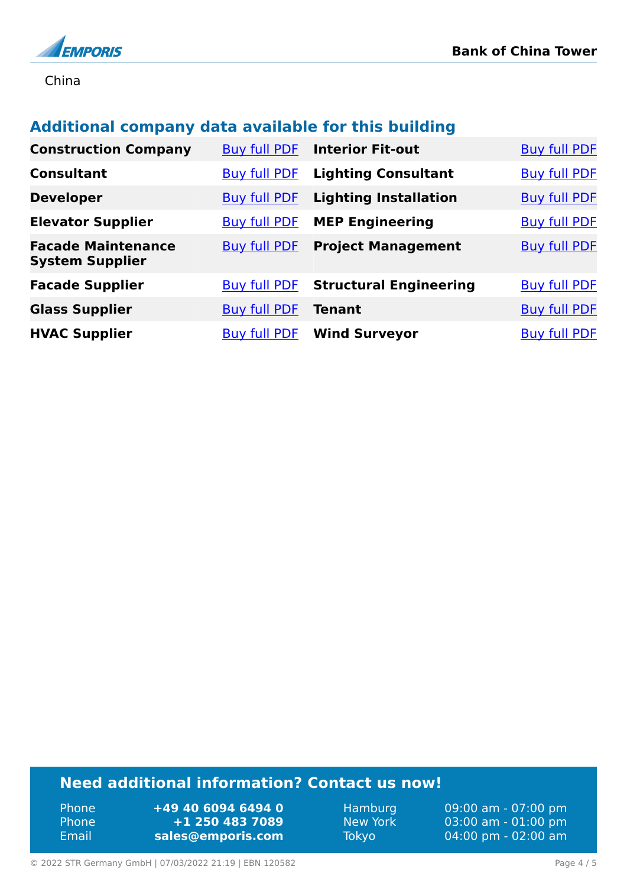China

## Additional company data available for this building

| | | | |
|---|---|---|---|
| **Construction Company** | Buy full PDF | **Interior Fit-out** | Buy full PDF |
| **Consultant** | Buy full PDF | **Lighting Consultant** | Buy full PDF |
| **Developer** | Buy full PDF | **Lighting Installation** | Buy full PDF |
| **Elevator Supplier** | Buy full PDF | **MEP Engineering** | Buy full PDF |
| **Facade Maintenance System Supplier** | Buy full PDF | **Project Management** | Buy full PDF |
| **Facade Supplier** | Buy full PDF | **Structural Engineering** | Buy full PDF |
| **Glass Supplier** | Buy full PDF | **Tenant** | Buy full PDF |
| **HVAC Supplier** | Buy full PDF | **Wind Surveyor** | Buy full PDF |

### Need additional information? Contact us now!

| | | | |
|---|---|---|---|
| Phone | **+49 40 6094 6494 0** | Hamburg | 09:00 am - 07:00 pm |
| Phone | **+1 250 483 7089** | New York | 03:00 am - 01:00 pm |
| Email | **sales@emporis.com** | Tokyo | 04:00 pm - 02:00 am |

© 2022 STR Germany GmbH | 07/03/2022 21:19 | EBN 120582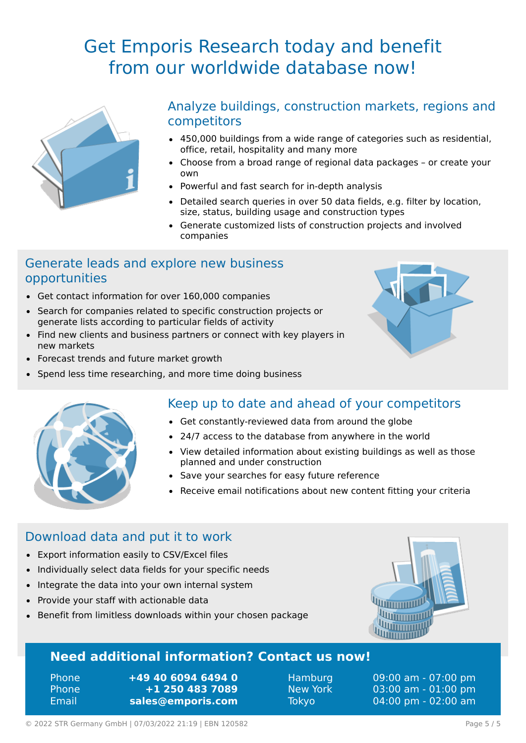# Get Emporis Research today and benefit from our worldwide database now!

## Analyze buildings, construction markets, regions and competitors

- 450,000 buildings from a wide range of categories such as residential, office, retail, hospitality and many more
- Choose from a broad range of regional data packages – or create your own
- Powerful and fast search for in-depth analysis
- Detailed search queries in over 50 data fields, e.g. filter by location, size, status, building usage and construction types
- Generate customized lists of construction projects and involved companies

## Generate leads and explore new business opportunities

- Get contact information for over 160,000 companies
- Search for companies related to specific construction projects or generate lists according to particular fields of activity
- Find new clients and business partners or connect with key players in new markets
- Forecast trends and future market growth
- Spend less time researching, and more time doing business

## Keep up to date and ahead of your competitors

- Get constantly-reviewed data from around the globe
- 24/7 access to the database from anywhere in the world
- View detailed information about existing buildings as well as those planned and under construction
- Save your searches for easy future reference
- Receive email notifications about new content fitting your criteria

## Download data and put it to work

- Export information easily to CSV/Excel files
- Individually select data fields for your specific needs
- Integrate the data into your own internal system
- Provide your staff with actionable data
- Benefit from limitless downloads within your chosen package

**Need additional information? Contact us now!**

| | | | |
|---|---|---|---|
| Phone | **+49 40 6094 6494 0** | Hamburg | 09:00 am - 07:00 pm |
| Phone | **+1 250 483 7089** | New York | 03:00 am - 01:00 pm |
| Email | **sales@emporis.com** | Tokyo | 04:00 pm - 02:00 am |

© 2022 STR Germany GmbH | 07/03/2022 21:19 | EBN 120582